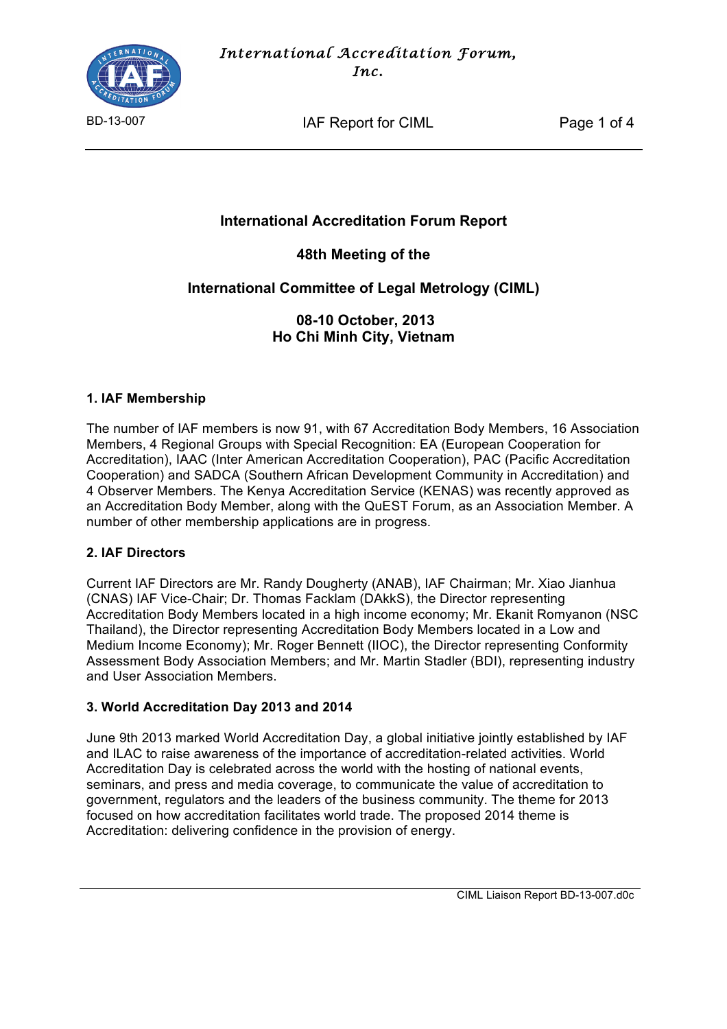# International Accreditation Forum Report

## 48th Meeting of the

## International Committee of Legal Metrology (CIML)

**08-10 October, 2013**
**Ho Chi Minh City, Vietnam**

### 1. IAF Membership

The number of IAF members is now 91, with 67 Accreditation Body Members, 16 Association Members, 4 Regional Groups with Special Recognition: EA (European Cooperation for Accreditation), IAAC (Inter American Accreditation Cooperation), PAC (Pacific Accreditation Cooperation) and SADCA (Southern African Development Community in Accreditation) and 4 Observer Members. The Kenya Accreditation Service (KENAS) was recently approved as an Accreditation Body Member, along with the QuEST Forum, as an Association Member. A number of other membership applications are in progress.

### 2. IAF Directors

Current IAF Directors are Mr. Randy Dougherty (ANAB), IAF Chairman; Mr. Xiao Jianhua (CNAS) IAF Vice-Chair; Dr. Thomas Facklam (DAkkS), the Director representing Accreditation Body Members located in a high income economy; Mr. Ekanit Romyanon (NSC Thailand), the Director representing Accreditation Body Members located in a Low and Medium Income Economy); Mr. Roger Bennett (IIOC), the Director representing Conformity Assessment Body Association Members; and Mr. Martin Stadler (BDI), representing industry and User Association Members.

### 3. World Accreditation Day 2013 and 2014

June 9th 2013 marked World Accreditation Day, a global initiative jointly established by IAF and ILAC to raise awareness of the importance of accreditation-related activities. World Accreditation Day is celebrated across the world with the hosting of national events, seminars, and press and media coverage, to communicate the value of accreditation to government, regulators and the leaders of the business community. The theme for 2013 focused on how accreditation facilitates world trade. The proposed 2014 theme is Accreditation: delivering confidence in the provision of energy.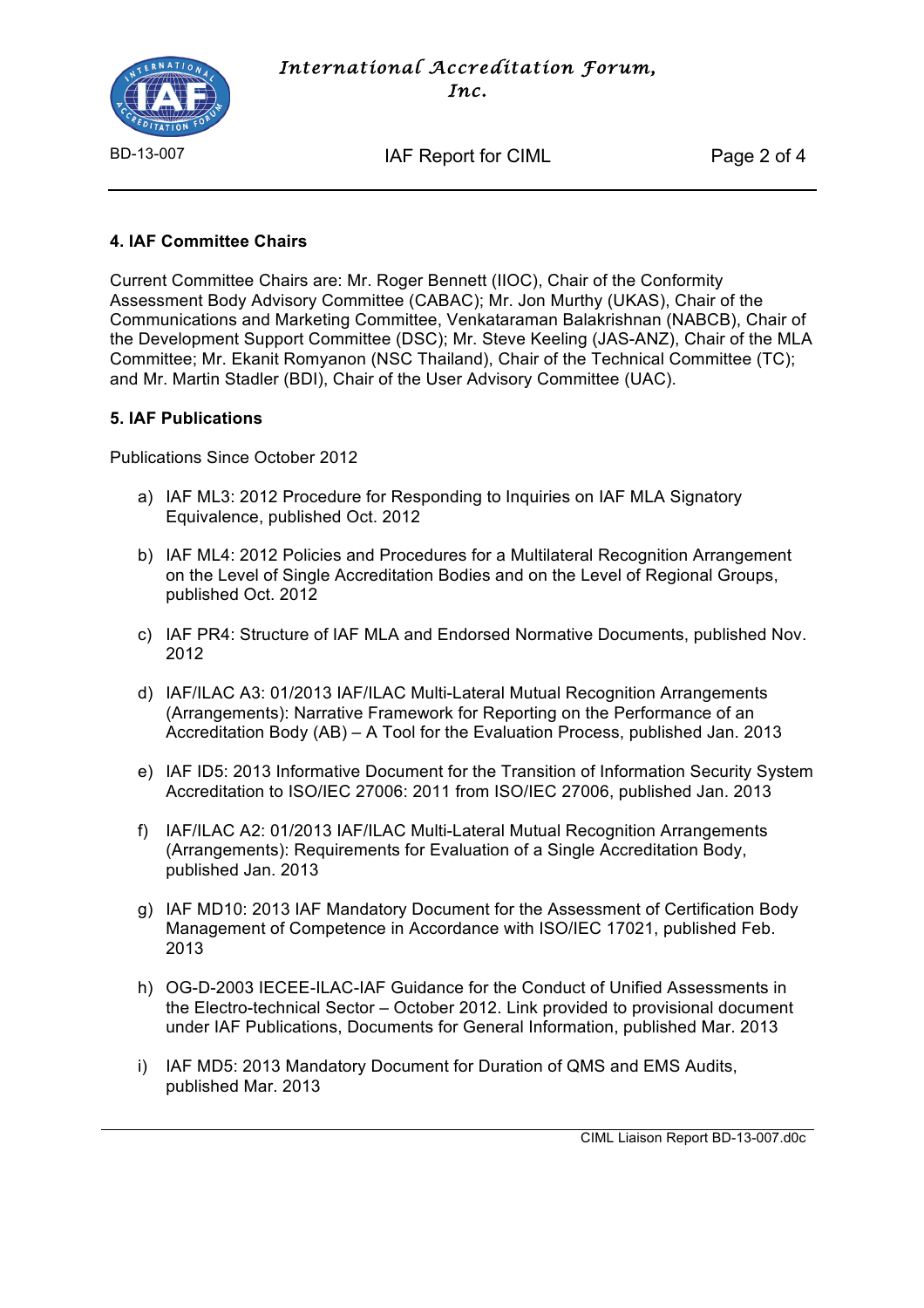## 4. IAF Committee Chairs

Current Committee Chairs are: Mr. Roger Bennett (IIOC), Chair of the Conformity Assessment Body Advisory Committee (CABAC); Mr. Jon Murthy (UKAS), Chair of the Communications and Marketing Committee, Venkataraman Balakrishnan (NABCB), Chair of the Development Support Committee (DSC); Mr. Steve Keeling (JAS-ANZ), Chair of the MLA Committee; Mr. Ekanit Romyanon (NSC Thailand), Chair of the Technical Committee (TC); and Mr. Martin Stadler (BDI), Chair of the User Advisory Committee (UAC).

## 5. IAF Publications

Publications Since October 2012

a) IAF ML3: 2012 Procedure for Responding to Inquiries on IAF MLA Signatory Equivalence, published Oct. 2012

b) IAF ML4: 2012 Policies and Procedures for a Multilateral Recognition Arrangement on the Level of Single Accreditation Bodies and on the Level of Regional Groups, published Oct. 2012

c) IAF PR4: Structure of IAF MLA and Endorsed Normative Documents, published Nov. 2012

d) IAF/ILAC A3: 01/2013 IAF/ILAC Multi-Lateral Mutual Recognition Arrangements (Arrangements): Narrative Framework for Reporting on the Performance of an Accreditation Body (AB) – A Tool for the Evaluation Process, published Jan. 2013

e) IAF ID5: 2013 Informative Document for the Transition of Information Security System Accreditation to ISO/IEC 27006: 2011 from ISO/IEC 27006, published Jan. 2013

f) IAF/ILAC A2: 01/2013 IAF/ILAC Multi-Lateral Mutual Recognition Arrangements (Arrangements): Requirements for Evaluation of a Single Accreditation Body, published Jan. 2013

g) IAF MD10: 2013 IAF Mandatory Document for the Assessment of Certification Body Management of Competence in Accordance with ISO/IEC 17021, published Feb. 2013

h) OG-D-2003 IECEE-ILAC-IAF Guidance for the Conduct of Unified Assessments in the Electro-technical Sector – October 2012. Link provided to provisional document under IAF Publications, Documents for General Information, published Mar. 2013

i) IAF MD5: 2013 Mandatory Document for Duration of QMS and EMS Audits, published Mar. 2013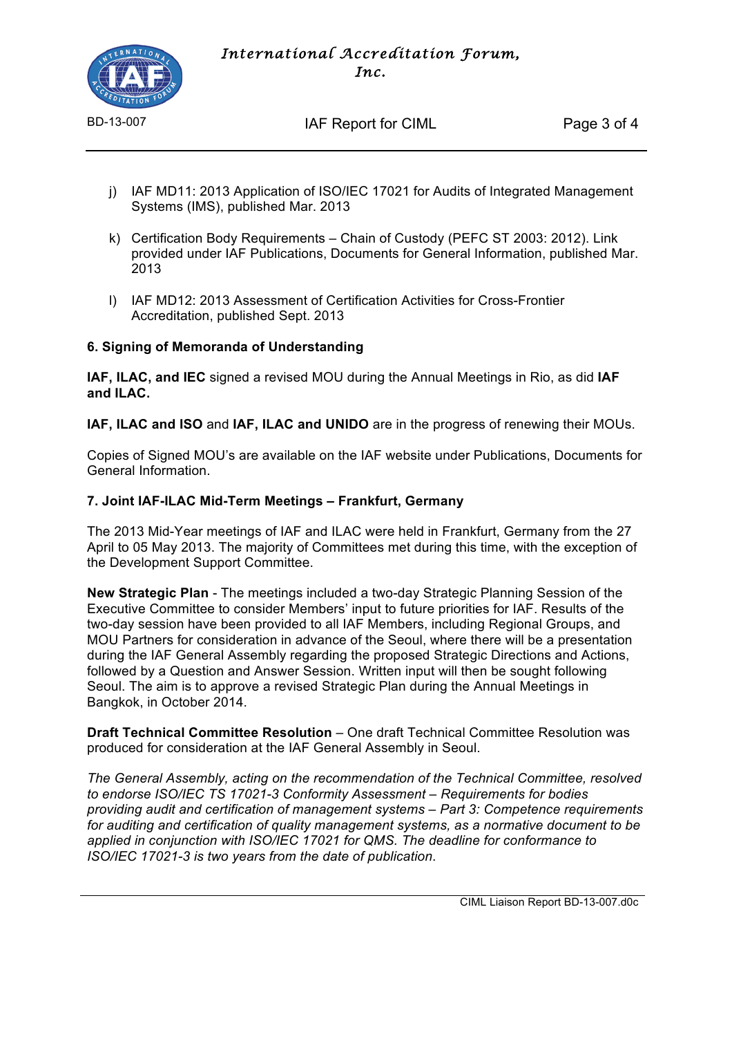j) IAF MD11: 2013 Application of ISO/IEC 17021 for Audits of Integrated Management Systems (IMS), published Mar. 2013

k) Certification Body Requirements – Chain of Custody (PEFC ST 2003: 2012). Link provided under IAF Publications, Documents for General Information, published Mar. 2013

l) IAF MD12: 2013 Assessment of Certification Activities for Cross-Frontier Accreditation, published Sept. 2013

**6. Signing of Memoranda of Understanding**

**IAF, ILAC, and IEC** signed a revised MOU during the Annual Meetings in Rio, as did **IAF and ILAC.**

**IAF, ILAC and ISO** and **IAF, ILAC and UNIDO** are in the progress of renewing their MOUs.

Copies of Signed MOU's are available on the IAF website under Publications, Documents for General Information.

**7. Joint IAF-ILAC Mid-Term Meetings – Frankfurt, Germany**

The 2013 Mid-Year meetings of IAF and ILAC were held in Frankfurt, Germany from the 27 April to 05 May 2013. The majority of Committees met during this time, with the exception of the Development Support Committee.

**New Strategic Plan** - The meetings included a two-day Strategic Planning Session of the Executive Committee to consider Members' input to future priorities for IAF. Results of the two-day session have been provided to all IAF Members, including Regional Groups, and MOU Partners for consideration in advance of the Seoul, where there will be a presentation during the IAF General Assembly regarding the proposed Strategic Directions and Actions, followed by a Question and Answer Session. Written input will then be sought following Seoul. The aim is to approve a revised Strategic Plan during the Annual Meetings in Bangkok, in October 2014.

**Draft Technical Committee Resolution** – One draft Technical Committee Resolution was produced for consideration at the IAF General Assembly in Seoul.

*The General Assembly, acting on the recommendation of the Technical Committee, resolved to endorse ISO/IEC TS 17021-3 Conformity Assessment – Requirements for bodies providing audit and certification of management systems – Part 3: Competence requirements for auditing and certification of quality management systems, as a normative document to be applied in conjunction with ISO/IEC 17021 for QMS. The deadline for conformance to ISO/IEC 17021-3 is two years from the date of publication.*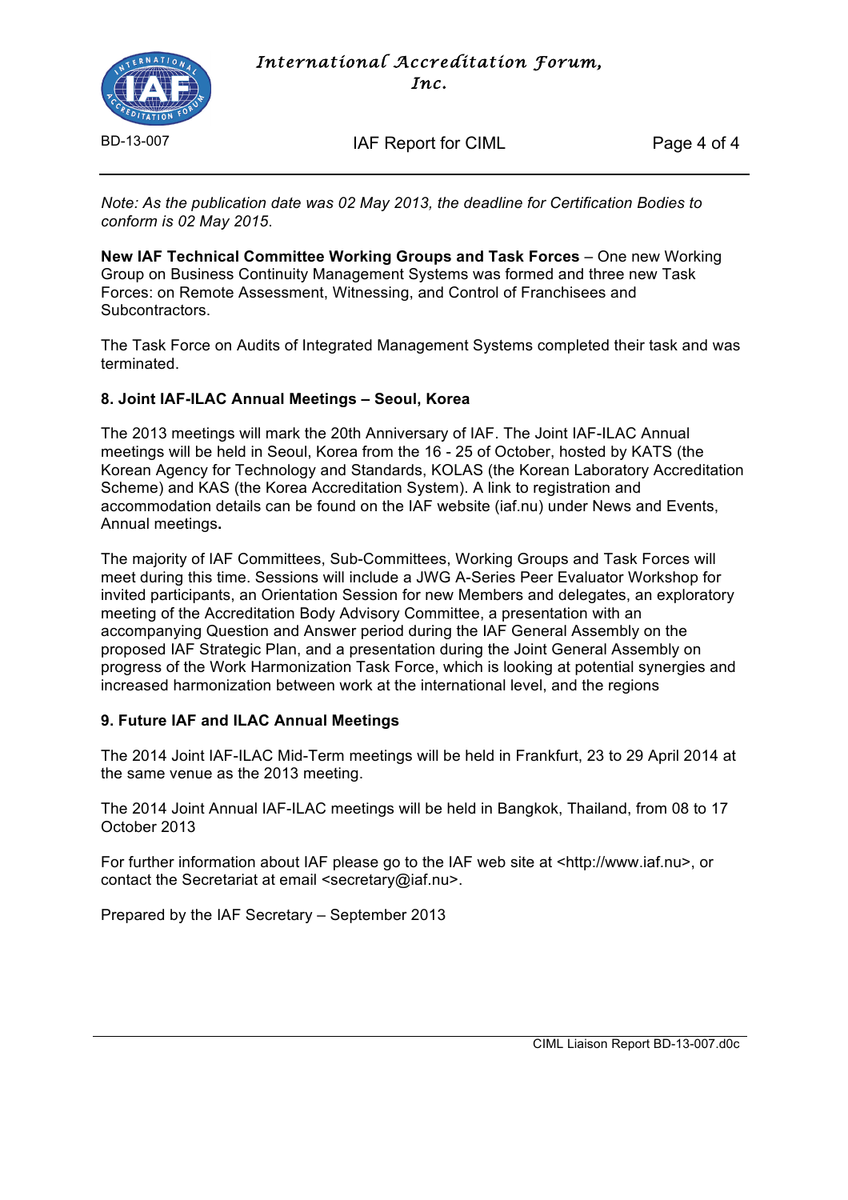*Note: As the publication date was 02 May 2013, the deadline for Certification Bodies to conform is 02 May 2015.*

**New IAF Technical Committee Working Groups and Task Forces** – One new Working Group on Business Continuity Management Systems was formed and three new Task Forces: on Remote Assessment, Witnessing, and Control of Franchisees and Subcontractors.

The Task Force on Audits of Integrated Management Systems completed their task and was terminated.

### 8. Joint IAF-ILAC Annual Meetings – Seoul, Korea

The 2013 meetings will mark the 20th Anniversary of IAF. The Joint IAF-ILAC Annual meetings will be held in Seoul, Korea from the 16 - 25 of October, hosted by KATS (the Korean Agency for Technology and Standards, KOLAS (the Korean Laboratory Accreditation Scheme) and KAS (the Korea Accreditation System). A link to registration and accommodation details can be found on the IAF website (iaf.nu) under News and Events, Annual meetings**.**

The majority of IAF Committees, Sub-Committees, Working Groups and Task Forces will meet during this time. Sessions will include a JWG A-Series Peer Evaluator Workshop for invited participants, an Orientation Session for new Members and delegates, an exploratory meeting of the Accreditation Body Advisory Committee, a presentation with an accompanying Question and Answer period during the IAF General Assembly on the proposed IAF Strategic Plan, and a presentation during the Joint General Assembly on progress of the Work Harmonization Task Force, which is looking at potential synergies and increased harmonization between work at the international level, and the regions

### 9. Future IAF and ILAC Annual Meetings

The 2014 Joint IAF-ILAC Mid-Term meetings will be held in Frankfurt, 23 to 29 April 2014 at the same venue as the 2013 meeting.

The 2014 Joint Annual IAF-ILAC meetings will be held in Bangkok, Thailand, from 08 to 17 October 2013

For further information about IAF please go to the IAF web site at <http://www.iaf.nu>, or contact the Secretariat at email <secretary@iaf.nu>.

Prepared by the IAF Secretary – September 2013